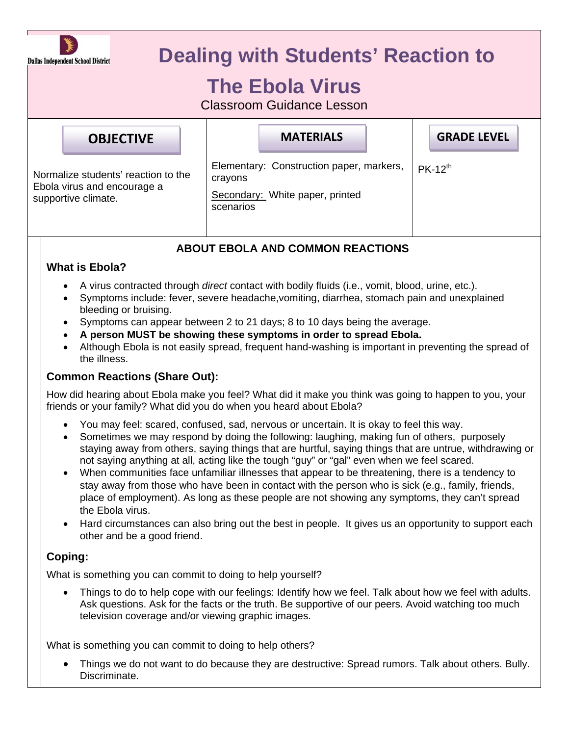Dallas Independent School District

# Dealing with Students' Reaction to The Ebola Virus

Classroom Guidance Lesson

| OBJECTIVE | MATERIALS | GRADE LEVEL |
|---|---|---|
| Normalize students' reaction to the Ebola virus and encourage a supportive climate. | Elementary: Construction paper, markers, crayons<br>Secondary: White paper, printed scenarios | PK-12th |

## ABOUT EBOLA AND COMMON REACTIONS

### What is Ebola?

- A virus contracted through *direct* contact with bodily fluids (i.e., vomit, blood, urine, etc.).
- Symptoms include: fever, severe headache,vomiting, diarrhea, stomach pain and unexplained bleeding or bruising.
- Symptoms can appear between 2 to 21 days; 8 to 10 days being the average.
- **A person MUST be showing these symptoms in order to spread Ebola.**
- Although Ebola is not easily spread, frequent hand-washing is important in preventing the spread of the illness.

### Common Reactions (Share Out):

How did hearing about Ebola make you feel? What did it make you think was going to happen to you, your friends or your family? What did you do when you heard about Ebola?

- You may feel: scared, confused, sad, nervous or uncertain. It is okay to feel this way.
- Sometimes we may respond by doing the following: laughing, making fun of others, purposely staying away from others, saying things that are hurtful, saying things that are untrue, withdrawing or not saying anything at all, acting like the tough "guy" or "gal" even when we feel scared.
- When communities face unfamiliar illnesses that appear to be threatening, there is a tendency to stay away from those who have been in contact with the person who is sick (e.g., family, friends, place of employment). As long as these people are not showing any symptoms, they can't spread the Ebola virus.
- Hard circumstances can also bring out the best in people. It gives us an opportunity to support each other and be a good friend.

### Coping:

What is something you can commit to doing to help yourself?

- Things to do to help cope with our feelings: Identify how we feel. Talk about how we feel with adults. Ask questions. Ask for the facts or the truth. Be supportive of our peers. Avoid watching too much television coverage and/or viewing graphic images.

What is something you can commit to doing to help others?

- Things we do not want to do because they are destructive: Spread rumors. Talk about others. Bully. Discriminate.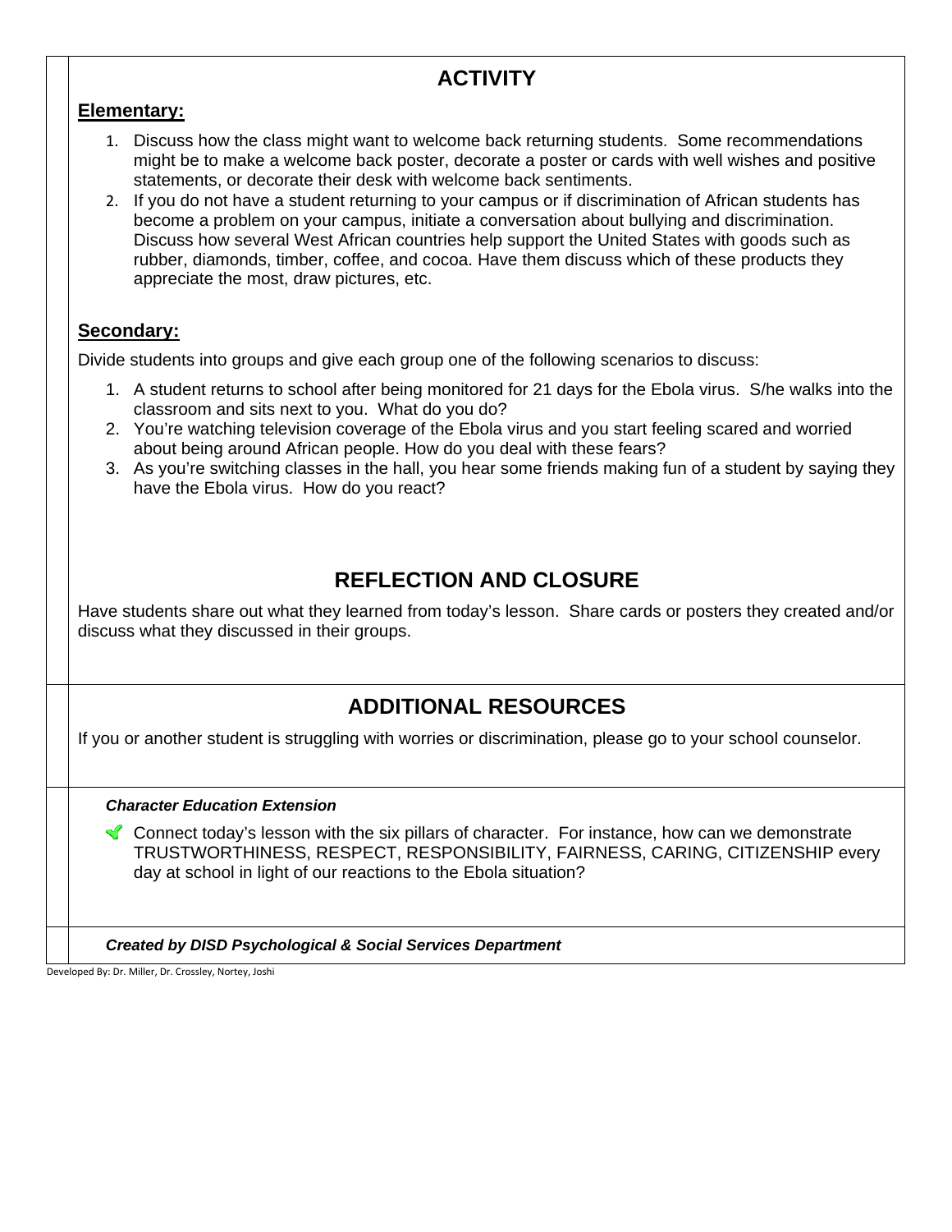## ACTIVITY

**Elementary:**

1. Discuss how the class might want to welcome back returning students. Some recommendations might be to make a welcome back poster, decorate a poster or cards with well wishes and positive statements, or decorate their desk with welcome back sentiments.
2. If you do not have a student returning to your campus or if discrimination of African students has become a problem on your campus, initiate a conversation about bullying and discrimination. Discuss how several West African countries help support the United States with goods such as rubber, diamonds, timber, coffee, and cocoa. Have them discuss which of these products they appreciate the most, draw pictures, etc.

**Secondary:**

Divide students into groups and give each group one of the following scenarios to discuss:

1. A student returns to school after being monitored for 21 days for the Ebola virus. S/he walks into the classroom and sits next to you. What do you do?
2. You're watching television coverage of the Ebola virus and you start feeling scared and worried about being around African people. How do you deal with these fears?
3. As you're switching classes in the hall, you hear some friends making fun of a student by saying they have the Ebola virus. How do you react?

## REFLECTION AND CLOSURE

Have students share out what they learned from today's lesson. Share cards or posters they created and/or discuss what they discussed in their groups.

## ADDITIONAL RESOURCES

If you or another student is struggling with worries or discrimination, please go to your school counselor.

***Character Education Extension***

- ✓ Connect today's lesson with the six pillars of character. For instance, how can we demonstrate TRUSTWORTHINESS, RESPECT, RESPONSIBILITY, FAIRNESS, CARING, CITIZENSHIP every day at school in light of our reactions to the Ebola situation?

***Created by DISD Psychological & Social Services Department***

Developed By: Dr. Miller, Dr. Crossley, Nortey, Joshi